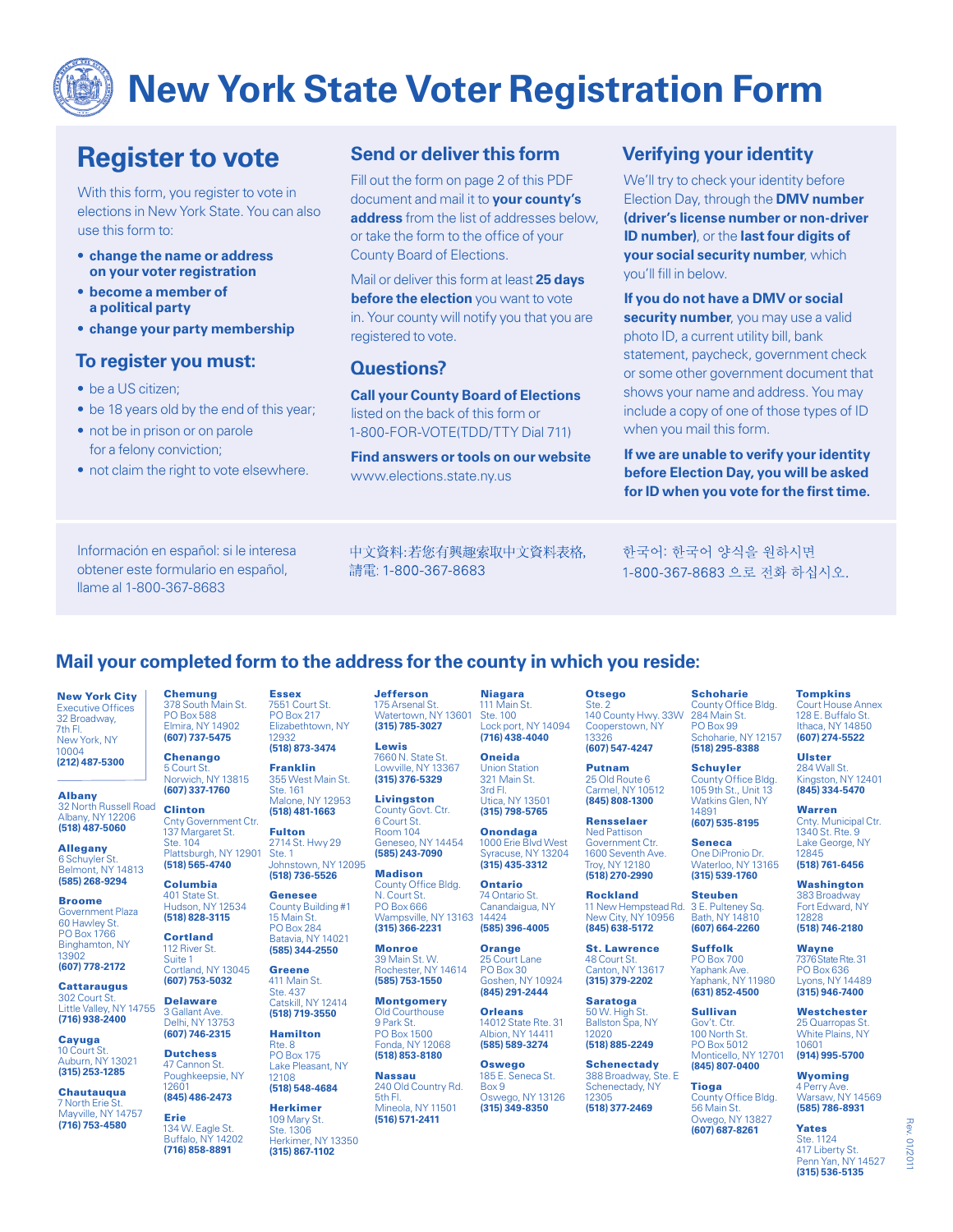# New York State Voter Registration Form

## Register to vote

With this form, you register to vote in elections in New York State. You can also use this form to:

- **change the name or address on your voter registration**
- **become a member of a political party**
- **change your party membership**

### To register you must:

- be a US citizen;
- be 18 years old by the end of this year;
- not be in prison or on parole for a felony conviction;
- not claim the right to vote elsewhere.

## Send or deliver this form

Fill out the form on page 2 of this PDF document and mail it to **your county's address** from the list of addresses below, or take the form to the office of your County Board of Elections.

Mail or deliver this form at least **25 days before the election** you want to vote in. Your county will notify you that you are registered to vote.

## Questions?

**Call your County Board of Elections** listed on the back of this form or 1-800-FOR-VOTE(TDD/TTY Dial 711)

**Find answers or tools on our website** www.elections.state.ny.us

## Verifying your identity

We'll try to check your identity before Election Day, through the **DMV number (driver's license number or non-driver ID number)**, or the **last four digits of your social security number**, which you'll fill in below.

**If you do not have a DMV or social security number**, you may use a valid photo ID, a current utility bill, bank statement, paycheck, government check or some other government document that shows your name and address. You may include a copy of one of those types of ID when you mail this form.

**If we are unable to verify your identity before Election Day, you will be asked for ID when you vote for the first time.**

Información en español: si le interesa obtener este formulario en español, llame al 1-800-367-8683

中文資料:若您有興趣索取中文資料表格, 請電: 1-800-367-8683

한국어: 한국어 양식을 원하시면 1-800-367-8683 으로 전화 하십시오.

## Mail your completed form to the address for the county in which you reside:

**New York City**
Executive Offices
32 Broadway, 7th Fl.
New York, NY 10004
**(212) 487-5300**

**Albany**
32 North Russell Road
Albany, NY 12206
**(518) 487-5060**

**Allegany**
6 Schuyler St.
Belmont, NY 14813
**(585) 268-9294**

**Broome**
Government Plaza
60 Hawley St.
PO Box 1766
Binghamton, NY 13902
**(607) 778-2172**

**Cattaraugus**
302 Court St.
Little Valley, NY 14755
**(716) 938-2400**

**Cayuga**
10 Court St.
Auburn, NY 13021
**(315) 253-1285**

**Chautauqua**
7 North Erie St.
Mayville, NY 14757
**(716) 753-4580**

**Chemung**
378 South Main St.
PO Box 588
Elmira, NY 14902
**(607) 737-5475**

**Chenango**
5 Court St.
Norwich, NY 13815
**(607) 337-1760**

**Clinton**
Cnty Government Ctr.
137 Margaret St.
Ste. 104
Plattsburgh, NY 12901
**(518) 565-4740**

**Columbia**
401 State St.
Hudson, NY 12534
**(518) 828-3115**

**Cortland**
112 River St.
Suite 1
Cortland, NY 13045
**(607) 753-5032**

**Delaware**
3 Gallant Ave.
Delhi, NY 13753
**(607) 746-2315**

**Dutchess**
47 Cannon St.
Poughkeepsie, NY 12601
**(845) 486-2473**

**Erie**
134 W. Eagle St.
Buffalo, NY 14202
**(716) 858-8891**

**Essex**
7551 Court St.
PO Box 217
Elizabethtown, NY 12932
**(518) 873-3474**

**Franklin**
355 West Main St.
Ste. 161
Malone, NY 12953
**(518) 481-1663**

**Fulton**
2714 St. Hwy 29
Ste. 1
Johnstown, NY 12095
**(518) 736-5526**

**Genesee**
County Building #1
15 Main St.
PO Box 284
Batavia, NY 14021
**(585) 344-2550**

**Greene**
411 Main St.
Ste. 437
Catskill, NY 12414
**(518) 719-3550**

**Hamilton**
Rte. 8
PO Box 175
Lake Pleasant, NY 12108
**(518) 548-4684**

**Herkimer**
109 Mary St.
Ste. 1306
Herkimer, NY 13350
**(315) 867-1102**

**Jefferson**
175 Arsenal St.
Watertown, NY 13601
**(315) 785-3027**

**Lewis**
7660 N. State St.
Lowville, NY 13367
**(315) 376-5329**

**Livingston**
County Govt. Ctr.
6 Court St.
Room 104
Geneseo, NY 14454
**(585) 243-7090**

**Madison**
County Office Bldg.
N. Court St.
PO Box 666
Wampsville, NY 13163
**(315) 366-2231**

**Monroe**
39 Main St. W.
Rochester, NY 14614
**(585) 753-1550**

**Montgomery**
Old Courthouse
9 Park St.
PO Box 1500
Fonda, NY 12068
**(518) 853-8180**

**Nassau**
240 Old Country Rd.
5th Fl.
Mineola, NY 11501
**(516) 571-2411**

**Niagara**
111 Main St.
Ste. 100
Lock port, NY 14094
**(716) 438-4040**

**Oneida**
Union Station
321 Main St.
3rd Fl.
Utica, NY 13501
**(315) 798-5765**

**Onondaga**
1000 Erie Blvd West
Syracuse, NY 13204
**(315) 435-3312**

**Ontario**
74 Ontario St.
Canandaigua, NY 14424
**(585) 396-4005**

**Orange**
25 Court Lane
PO Box 30
Goshen, NY 10924
**(845) 291-2444**

**Orleans**
14012 State Rte. 31
Albion, NY 14411
**(585) 589-3274**

**Oswego**
185 E. Seneca St.
Box 9
Oswego, NY 13126
**(315) 349-8350**

**Otsego**
Ste. 2
140 County Hwy. 33W
Cooperstown, NY 13326
**(607) 547-4247**

**Putnam**
25 Old Route 6
Carmel, NY 10512
**(845) 808-1300**

**Rensselaer**
Ned Pattison
Government Ctr.
1600 Seventh Ave.
Troy, NY 12180
**(518) 270-2990**

**Rockland**
11 New Hempstead Rd.
New City, NY 10956
**(845) 638-5172**

**St. Lawrence**
48 Court St.
Canton, NY 13617
**(315) 379-2202**

**Saratoga**
50 W. High St.
Ballston Spa, NY 12020
**(518) 885-2249**

**Schenectady**
388 Broadway, Ste. E
Schenectady, NY 12305
**(518) 377-2469**

**Schoharie**
County Office Bldg.
284 Main St.
PO Box 99
Schoharie, NY 12157
**(518) 295-8388**

**Schuyler**
County Office Bldg.
105 9th St., Unit 13
Watkins Glen, NY 14891
**(607) 535-8195**

**Seneca**
One DiPronio Dr.
Waterloo, NY 13165
**(315) 539-1760**

**Steuben**
3 E. Pulteney Sq.
Bath, NY 14810
**(607) 664-2260**

**Suffolk**
PO Box 700
Yaphank Ave.
Yaphank, NY 11980
**(631) 852-4500**

**Sullivan**
Gov't. Ctr.
100 North St.
PO Box 5012
Monticello, NY 12701
**(845) 807-0400**

**Tioga**
County Office Bldg.
56 Main St.
Owego, NY 13827
**(607) 687-8261**

**Tompkins**
Court House Annex
128 E. Buffalo St.
Ithaca, NY 14850
**(607) 274-5522**

**Ulster**
284 Wall St.
Kingston, NY 12401
**(845) 334-5470**

**Warren**
Cnty. Municipal Ctr.
1340 St. Rte. 9
Lake George, NY 12845
**(518) 761-6456**

**Washington**
383 Broadway
Fort Edward, NY 12828
**(518) 746-2180**

**Wayne**
7376 State Rte. 31
PO Box 636
Lyons, NY 14489
**(315) 946-7400**

**Westchester**
25 Quarropas St.
White Plains, NY 10601
**(914) 995-5700**

**Wyoming**
4 Perry Ave.
Warsaw, NY 14569
**(585) 786-8931**

**Yates**
Ste. 1124
417 Liberty St.
Penn Yan, NY 14527
**(315) 536-5135**

Rev. 01/2011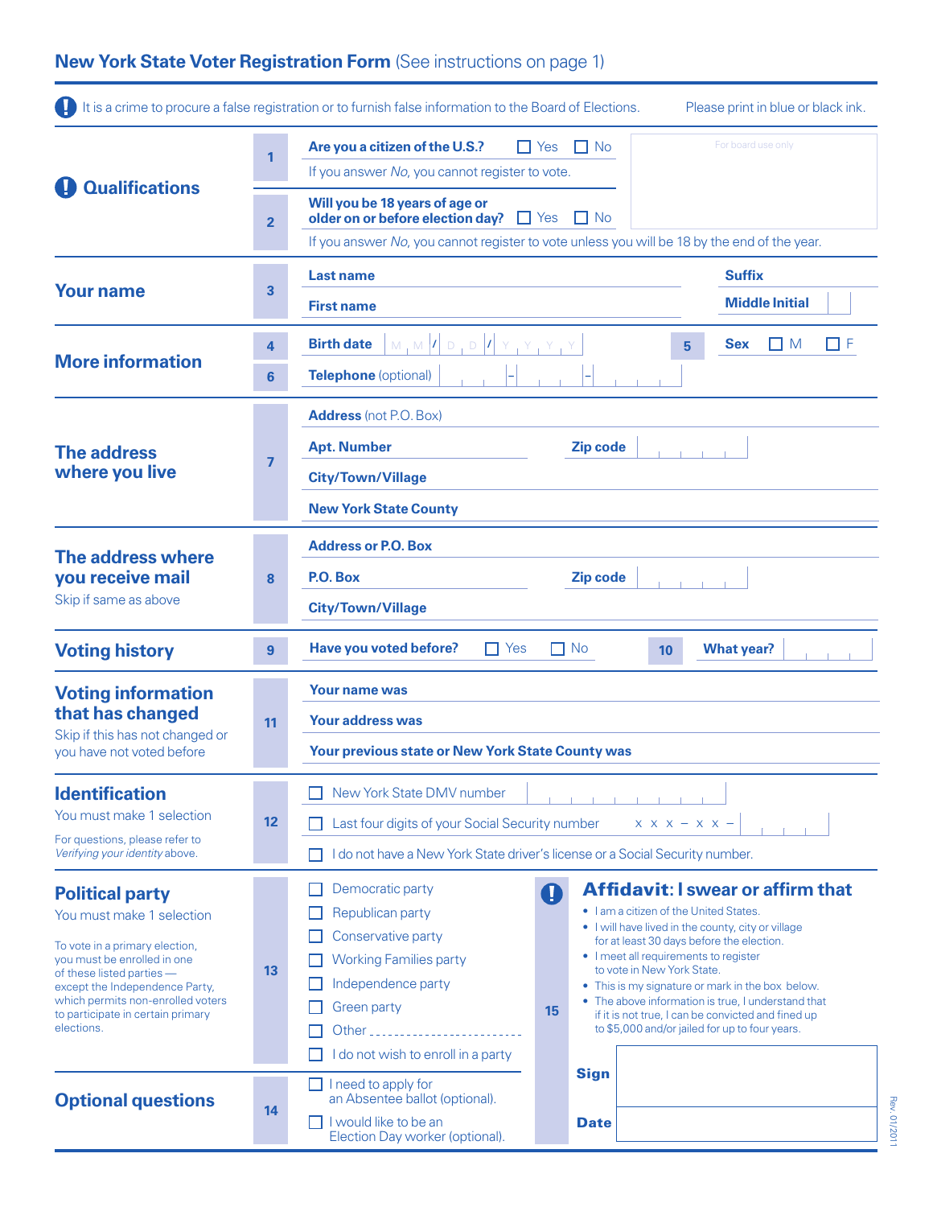# New York State Voter Registration Form (See instructions on page 1)

**!** It is a crime to procure a false registration or to furnish false information to the Board of Elections. Please print in blue or black ink.

## ! Qualifications

**1** **Are you a citizen of the U.S.?** ☐ Yes ☐ No

If you answer *No*, you cannot register to vote.

**2** **Will you be 18 years of age or older on or before election day?** ☐ Yes ☐ No

If you answer *No*, you cannot register to vote unless you will be 18 by the end of the year.

For board use only

## Your name

**3** **Last name** | **Suffix**

**First name** | **Middle Initial**

## More information

**4** **Birth date** M M / D D / Y Y Y Y

**5** **Sex** ☐ M ☐ F

**6** **Telephone** (optional) ___ - ___ - ___

## The address where you live

**7** **Address** (not P.O. Box)

**Apt. Number** | **Zip code**

**City/Town/Village**

**New York State County**

## The address where you receive mail

Skip if same as above

**8** **Address or P.O. Box**

**P.O. Box** | **Zip code**

**City/Town/Village**

## Voting history

**9** **Have you voted before?** ☐ Yes ☐ No

**10** **What year?**

## Voting information that has changed

Skip if this has not changed or you have not voted before

**11** **Your name was**

**Your address was**

**Your previous state or New York State County was**

## Identification

You must make 1 selection

For questions, please refer to *Verifying your identity* above.

**12**

☐ New York State DMV number

☐ Last four digits of your Social Security number x x x – x x –

☐ I do not have a New York State driver's license or a Social Security number.

## Political party

You must make 1 selection

To vote in a primary election, you must be enrolled in one of these listed parties — except the Independence Party, which permits non-enrolled voters to participate in certain primary elections.

**13**

☐ Democratic party

☐ Republican party

☐ Conservative party

☐ Working Families party

☐ Independence party

☐ Green party

☐ Other ________________________

☐ I do not wish to enroll in a party

## Optional questions

**14**

☐ I need to apply for an Absentee ballot (optional).

☐ I would like to be an Election Day worker (optional).

## ! Affidavit: I swear or affirm that

**15**

- I am a citizen of the United States.
- I will have lived in the county, city or village for at least 30 days before the election.
- I meet all requirements to register to vote in New York State.
- This is my signature or mark in the box below.
- The above information is true, I understand that if it is not true, I can be convicted and fined up to $5,000 and/or jailed for up to four years.

**Sign**

**Date**

Rev. 01/2011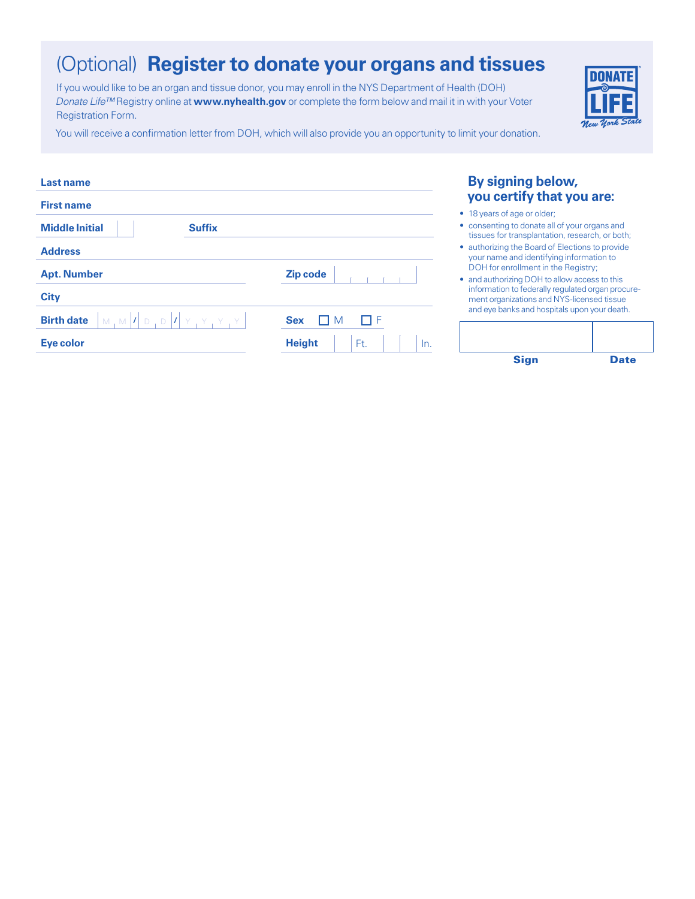# (Optional) Register to donate your organs and tissues

If you would like to be an organ and tissue donor, you may enroll in the NYS Department of Health (DOH) *Donate Life™* Registry online at **www.nyhealth.gov** or complete the form below and mail it in with your Voter Registration Form.

You will receive a confirmation letter from DOH, which will also provide you an opportunity to limit your donation.

DONATE LIFE New York State

**Last name**

**First name**

**Middle Initial** | **Suffix**

**Address**

**Apt. Number** | **Zip code**

**City**

**Birth date** M M / D D / Y Y Y Y | **Sex** ☐ M ☐ F

**Eye color** | **Height** Ft. In.

## By signing below, you certify that you are:

- 18 years of age or older;
- consenting to donate all of your organs and tissues for transplantation, research, or both;
- authorizing the Board of Elections to provide your name and identifying information to DOH for enrollment in the Registry;
- and authorizing DOH to allow access to this information to federally regulated organ procurement organizations and NYS-licensed tissue and eye banks and hospitals upon your death.

**Sign** | **Date**